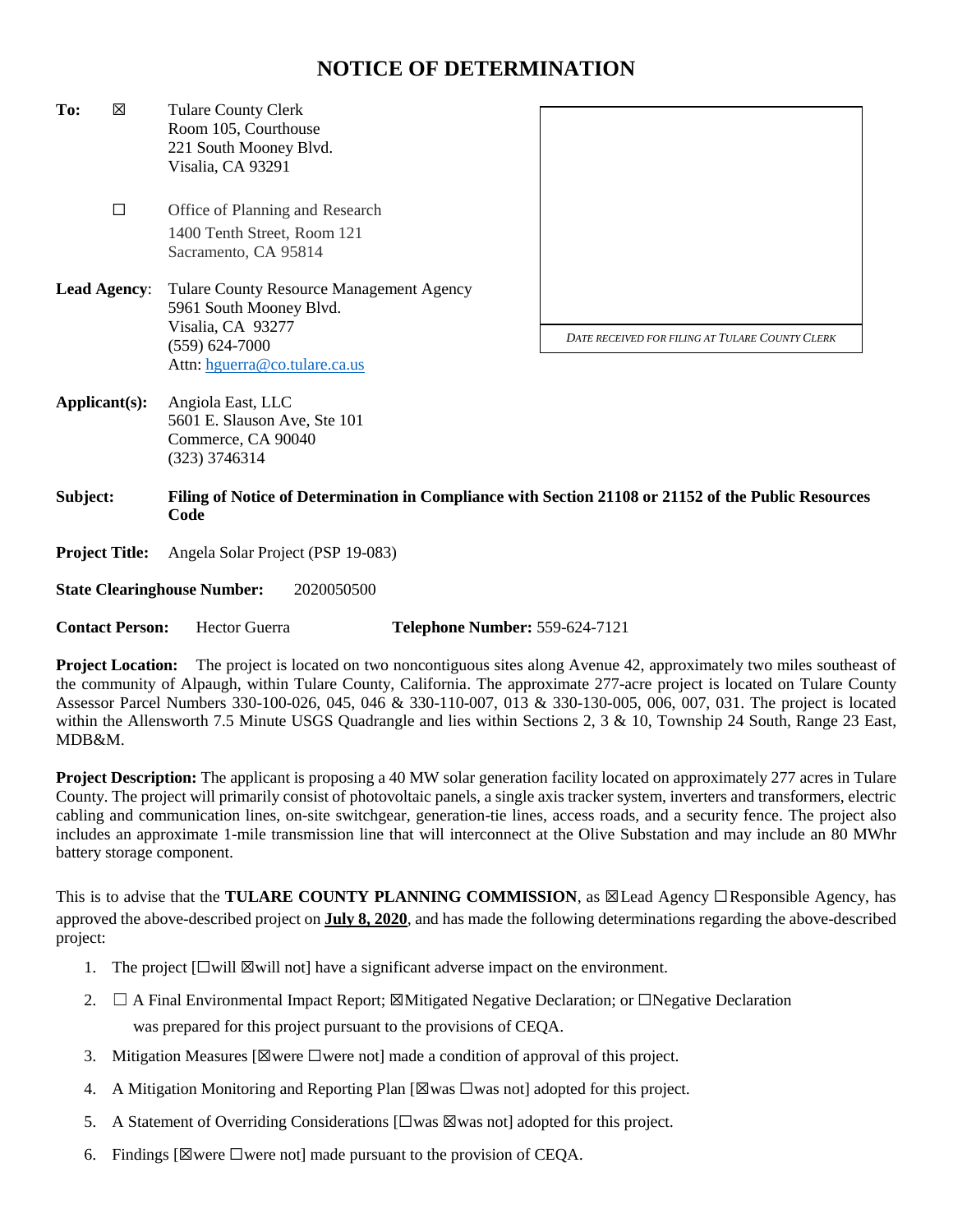# NOTICE OF DETERMINATION

**To:** ☒ Tulare County Clerk
Room 105, Courthouse
221 South Mooney Blvd.
Visalia, CA 93291

☐ Office of Planning and Research
1400 Tenth Street, Room 121
Sacramento, CA 95814

*DATE RECEIVED FOR FILING AT TULARE COUNTY CLERK*

**Lead Agency**: Tulare County Resource Management Agency
5961 South Mooney Blvd.
Visalia, CA 93277
(559) 624-7000
Attn: hguerra@co.tulare.ca.us

**Applicant(s):** Angiola East, LLC
5601 E. Slauson Ave, Ste 101
Commerce, CA 90040
(323) 3746314

**Subject:** **Filing of Notice of Determination in Compliance with Section 21108 or 21152 of the Public Resources Code**

**Project Title:** Angela Solar Project (PSP 19-083)

**State Clearinghouse Number:** 2020050500

**Contact Person:** Hector Guerra **Telephone Number:** 559-624-7121

**Project Location:** The project is located on two noncontiguous sites along Avenue 42, approximately two miles southeast of the community of Alpaugh, within Tulare County, California. The approximate 277-acre project is located on Tulare County Assessor Parcel Numbers 330-100-026, 045, 046 & 330-110-007, 013 & 330-130-005, 006, 007, 031. The project is located within the Allensworth 7.5 Minute USGS Quadrangle and lies within Sections 2, 3 & 10, Township 24 South, Range 23 East, MDB&M.

**Project Description:** The applicant is proposing a 40 MW solar generation facility located on approximately 277 acres in Tulare County. The project will primarily consist of photovoltaic panels, a single axis tracker system, inverters and transformers, electric cabling and communication lines, on-site switchgear, generation-tie lines, access roads, and a security fence. The project also includes an approximate 1-mile transmission line that will interconnect at the Olive Substation and may include an 80 MWhr battery storage component.

This is to advise that the **TULARE COUNTY PLANNING COMMISSION**, as ☒Lead Agency ☐Responsible Agency, has approved the above-described project on **July 8, 2020**, and has made the following determinations regarding the above-described project:

1. The project [☐will ☒will not] have a significant adverse impact on the environment.
2. ☐ A Final Environmental Impact Report; ☒Mitigated Negative Declaration; or ☐Negative Declaration was prepared for this project pursuant to the provisions of CEQA.
3. Mitigation Measures [☒were ☐were not] made a condition of approval of this project.
4. A Mitigation Monitoring and Reporting Plan [☒was ☐was not] adopted for this project.
5. A Statement of Overriding Considerations [☐was ☒was not] adopted for this project.
6. Findings [☒were ☐were not] made pursuant to the provision of CEQA.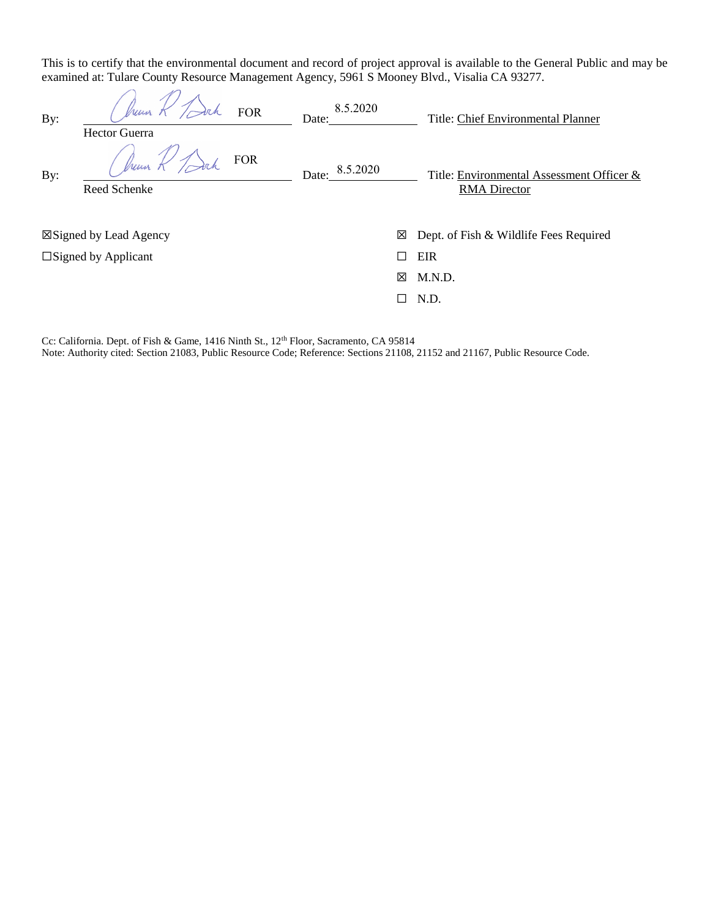This is to certify that the environmental document and record of project approval is available to the General Public and may be examined at: Tulare County Resource Management Agency, 5961 S Mooney Blvd., Visalia CA 93277.

By: ____________________ FOR    Date: 8.5.2020    Title: Chief Environmental Planner
Hector Guerra

By: ____________________ FOR    Date: 8.5.2020    Title: Environmental Assessment Officer & RMA Director
Reed Schenke

☒Signed by Lead Agency

☐Signed by Applicant

☒ Dept. of Fish & Wildlife Fees Required

☐ EIR

☒ M.N.D.

☐ N.D.

Cc: California. Dept. of Fish & Game, 1416 Ninth St., 12th Floor, Sacramento, CA 95814

Note: Authority cited: Section 21083, Public Resource Code; Reference: Sections 21108, 21152 and 21167, Public Resource Code.